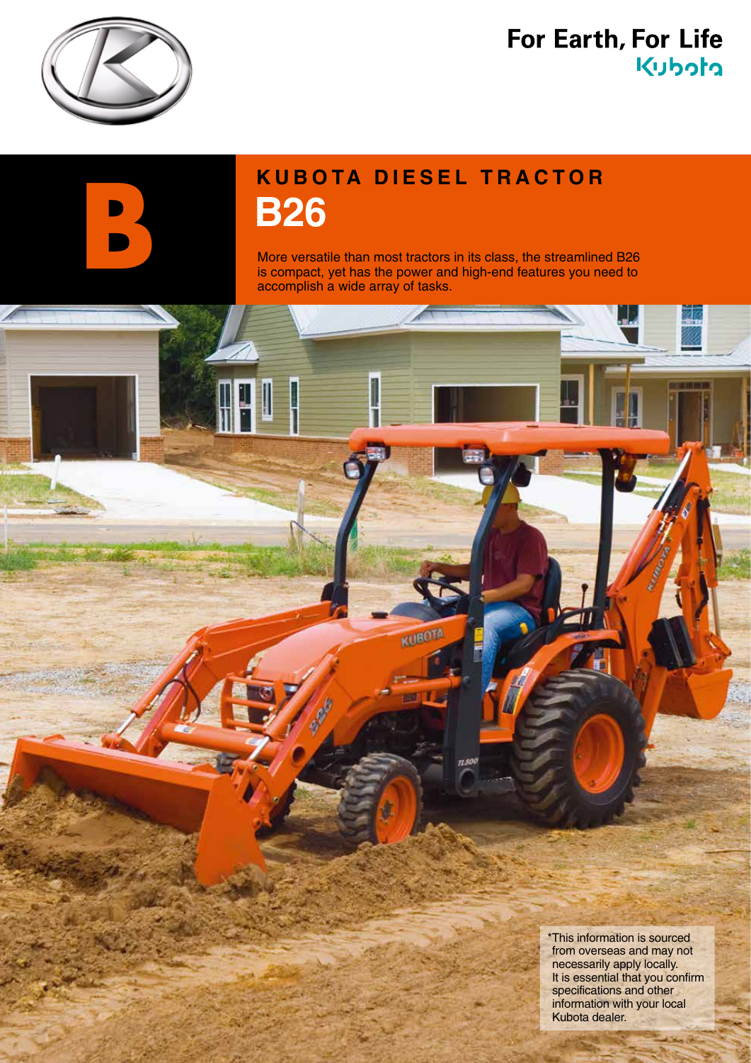For Earth, For Life

Kubota

B

# KUBOTA DIESEL TRACTOR

# B26

More versatile than most tractors in its class, the streamlined B26 is compact, yet has the power and high-end features you need to accomplish a wide array of tasks.

*This information is sourced from overseas and may not necessarily apply locally. It is essential that you confirm specifications and other information with your local Kubota dealer.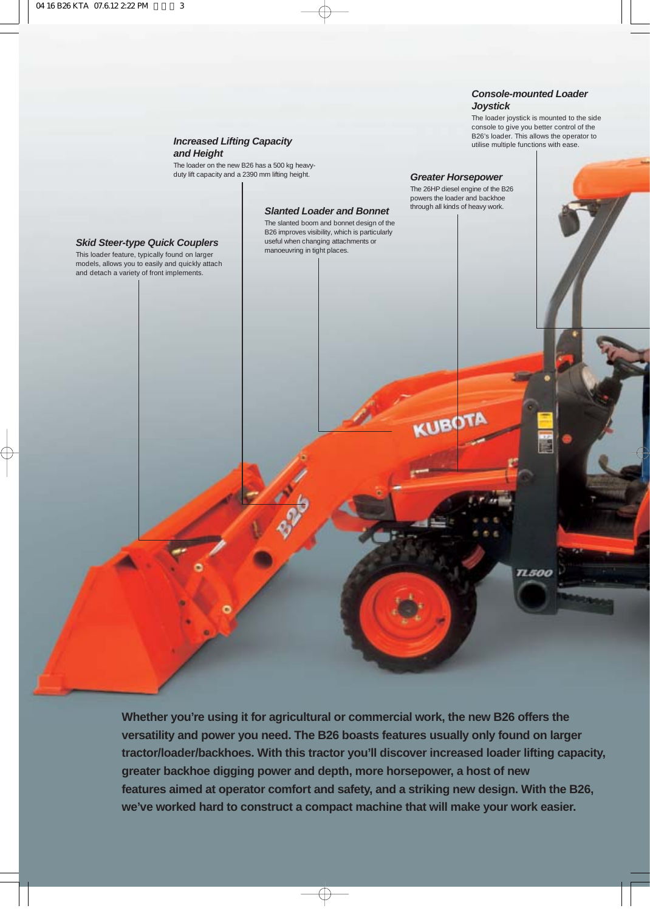### Console-mounted Loader Joystick

The loader joystick is mounted to the side console to give you better control of the B26's loader. This allows the operator to utilise multiple functions with ease.

### Increased Lifting Capacity and Height

The loader on the new B26 has a 500 kg heavy-duty lift capacity and a 2390 mm lifting height.

### Greater Horsepower

The 26HP diesel engine of the B26 powers the loader and backhoe through all kinds of heavy work.

### Slanted Loader and Bonnet

The slanted boom and bonnet design of the B26 improves visibility, which is particularly useful when changing attachments or manoeuvring in tight places.

### Skid Steer-type Quick Couplers

This loader feature, typically found on larger models, allows you to easily and quickly attach and detach a variety of front implements.

**Whether you're using it for agricultural or commercial work, the new B26 offers the versatility and power you need. The B26 boasts features usually only found on larger tractor/loader/backhoes. With this tractor you'll discover increased loader lifting capacity, greater backhoe digging power and depth, more horsepower, a host of new features aimed at operator comfort and safety, and a striking new design. With the B26, we've worked hard to construct a compact machine that will make your work easier.**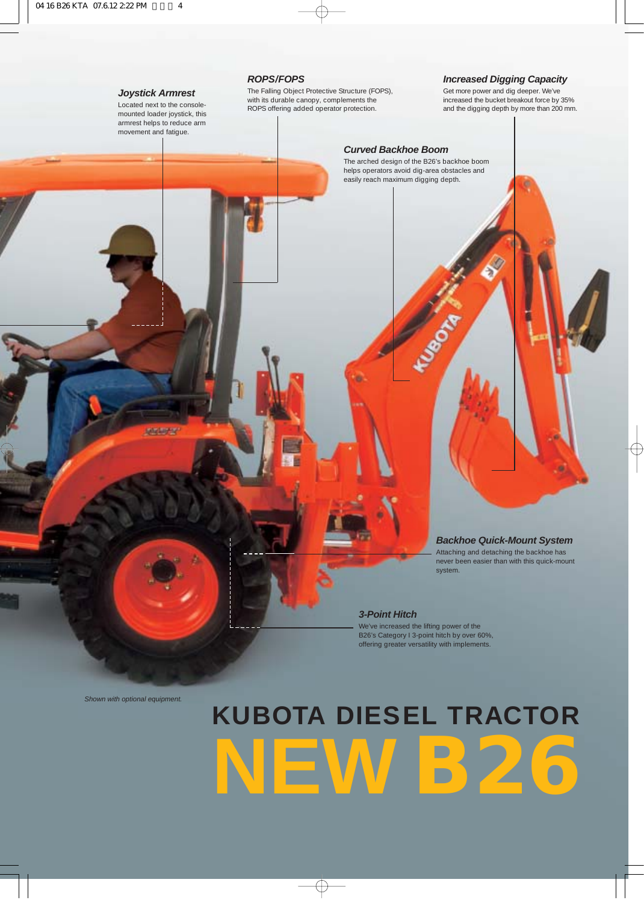### Joystick Armrest

Located next to the console-mounted loader joystick, this armrest helps to reduce arm movement and fatigue.

### ROPS/FOPS

The Falling Object Protective Structure (FOPS), with its durable canopy, complements the ROPS offering added operator protection.

### Increased Digging Capacity

Get more power and dig deeper. We've increased the bucket breakout force by 35% and the digging depth by more than 200 mm.

### Curved Backhoe Boom

The arched design of the B26's backhoe boom helps operators avoid dig-area obstacles and easily reach maximum digging depth.

### Backhoe Quick-Mount System

Attaching and detaching the backhoe has never been easier than with this quick-mount system.

### 3-Point Hitch

We've increased the lifting power of the B26's Category I 3-point hitch by over 60%, offering greater versatility with implements.

*Shown with optional equipment.*

# KUBOTA DIESEL TRACTOR

# NEW B26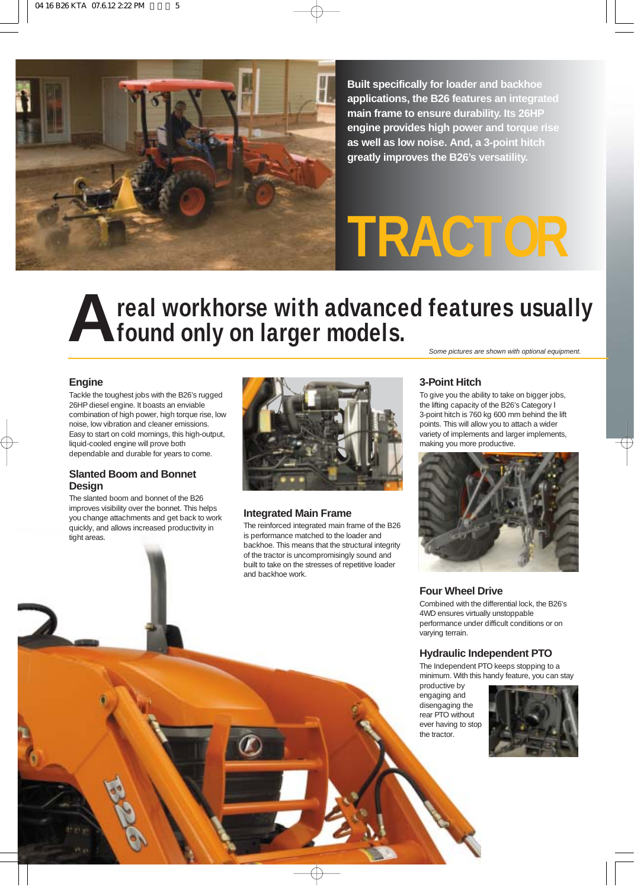Built specifically for loader and backhoe applications, the B26 features an integrated main frame to ensure durability. Its 26HP engine provides high power and torque rise as well as low noise. And, a 3-point hitch greatly improves the B26's versatility.

# TRACTOR

## A real workhorse with advanced features usually found only on larger models.

*Some pictures are shown with optional equipment.*

### Engine

Tackle the toughest jobs with the B26's rugged 26HP diesel engine. It boasts an enviable combination of high power, high torque rise, low noise, low vibration and cleaner emissions. Easy to start on cold mornings, this high-output, liquid-cooled engine will prove both dependable and durable for years to come.

### Slanted Boom and Bonnet Design

The slanted boom and bonnet of the B26 improves visibility over the bonnet. This helps you change attachments and get back to work quickly, and allows increased productivity in tight areas.

### Integrated Main Frame

The reinforced integrated main frame of the B26 is performance matched to the loader and backhoe. This means that the structural integrity of the tractor is uncompromisingly sound and built to take on the stresses of repetitive loader and backhoe work.

### 3-Point Hitch

To give you the ability to take on bigger jobs, the lifting capacity of the B26's Category I 3-point hitch is 760 kg 600 mm behind the lift points. This will allow you to attach a wider variety of implements and larger implements, making you more productive.

### Four Wheel Drive

Combined with the differential lock, the B26's 4WD ensures virtually unstoppable performance under difficult conditions or on varying terrain.

### Hydraulic Independent PTO

The Independent PTO keeps stopping to a minimum. With this handy feature, you can stay productive by engaging and disengaging the rear PTO without ever having to stop the tractor.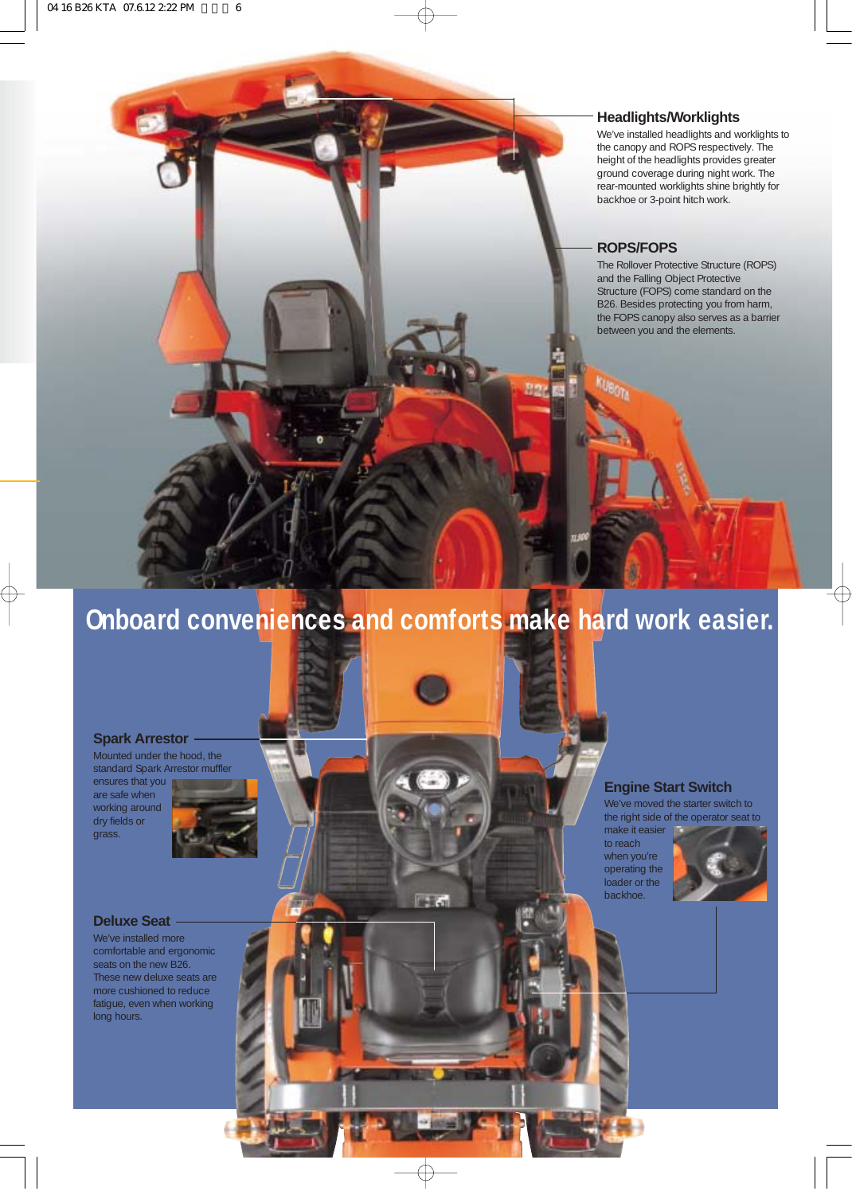### Headlights/Worklights

We've installed headlights and worklights to the canopy and ROPS respectively. The height of the headlights provides greater ground coverage during night work. The rear-mounted worklights shine brightly for backhoe or 3-point hitch work.

### ROPS/FOPS

The Rollover Protective Structure (ROPS) and the Falling Object Protective Structure (FOPS) come standard on the B26. Besides protecting you from harm, the FOPS canopy also serves as a barrier between you and the elements.

## Onboard conveniences and comforts make hard work easier.

### Spark Arrestor

Mounted under the hood, the standard Spark Arrestor muffler ensures that you are safe when working around dry fields or grass.

### Engine Start Switch

We've moved the starter switch to the right side of the operator seat to make it easier to reach when you're operating the loader or the backhoe.

### Deluxe Seat

We've installed more comfortable and ergonomic seats on the new B26. These new deluxe seats are more cushioned to reduce fatigue, even when working long hours.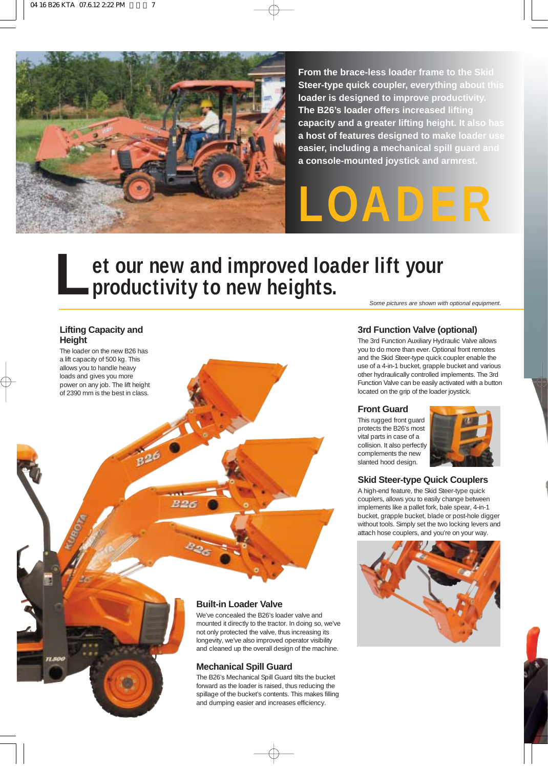From the brace-less loader frame to the Skid Steer-type quick coupler, everything about this loader is designed to improve productivity. The B26's loader offers increased lifting capacity and a greater lifting height. It also has a host of features designed to make loader use easier, including a mechanical spill guard and a console-mounted joystick and armrest.

# LOADER

## Let our new and improved loader lift your productivity to new heights.

*Some pictures are shown with optional equipment.*

### Lifting Capacity and Height

The loader on the new B26 has a lift capacity of 500 kg. This allows you to handle heavy loads and gives you more power on any job. The lift height of 2390 mm is the best in class.

### Built-in Loader Valve

We've concealed the B26's loader valve and mounted it directly to the tractor. In doing so, we've not only protected the valve, thus increasing its longevity, we've also improved operator visibility and cleaned up the overall design of the machine.

### Mechanical Spill Guard

The B26's Mechanical Spill Guard tilts the bucket forward as the loader is raised, thus reducing the spillage of the bucket's contents. This makes filling and dumping easier and increases efficiency.

### 3rd Function Valve (optional)

The 3rd Function Auxiliary Hydraulic Valve allows you to do more than ever. Optional front remotes and the Skid Steer-type quick coupler enable the use of a 4-in-1 bucket, grapple bucket and various other hydraulically controlled implements. The 3rd Function Valve can be easily activated with a button located on the grip of the loader joystick.

### Front Guard

This rugged front guard protects the B26's most vital parts in case of a collision. It also perfectly complements the new slanted hood design.

### Skid Steer-type Quick Couplers

A high-end feature, the Skid Steer-type quick couplers, allows you to easily change between implements like a pallet fork, bale spear, 4-in-1 bucket, grapple bucket, blade or post-hole digger without tools. Simply set the two locking levers and attach hose couplers, and you're on your way.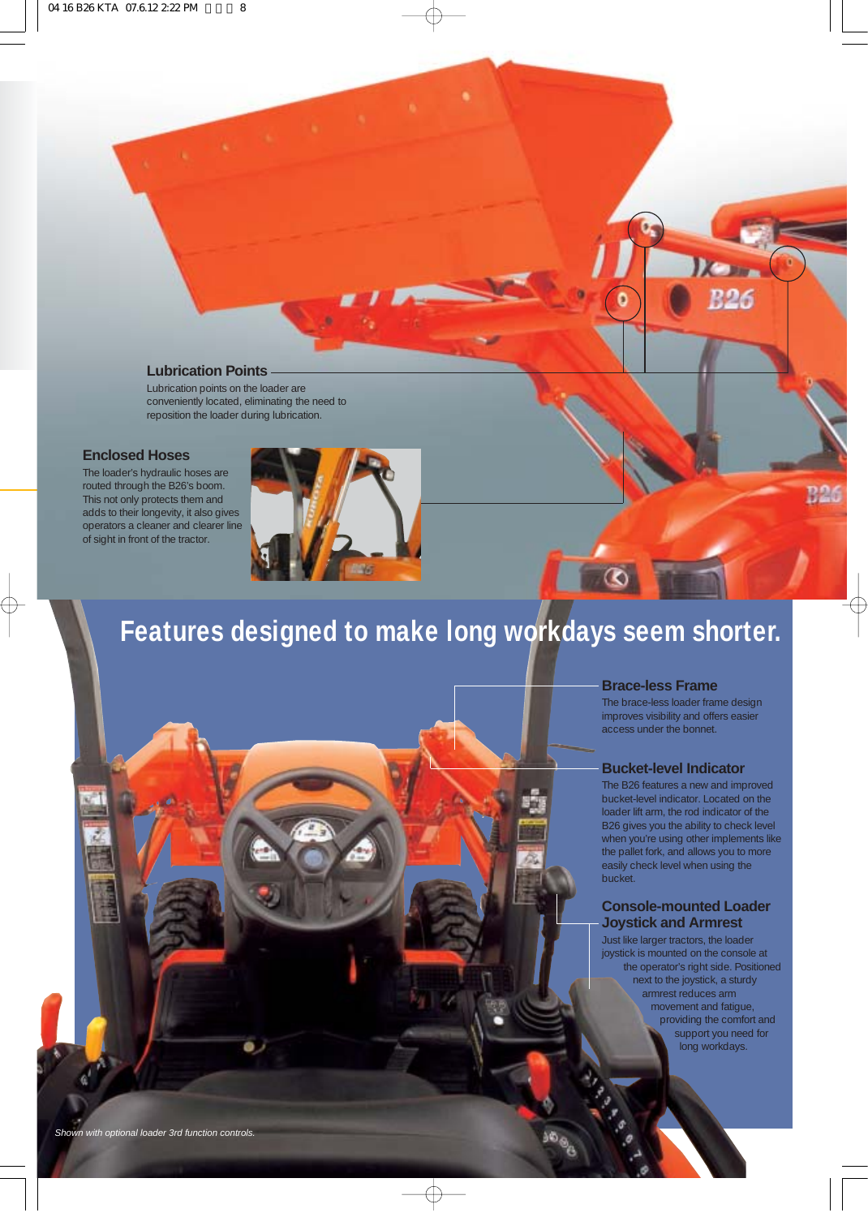### Lubrication Points

Lubrication points on the loader are conveniently located, eliminating the need to reposition the loader during lubrication.

### Enclosed Hoses

The loader's hydraulic hoses are routed through the B26's boom. This not only protects them and adds to their longevity, it also gives operators a cleaner and clearer line of sight in front of the tractor.

# Features designed to make long workdays seem shorter.

### Brace-less Frame

The brace-less loader frame design improves visibility and offers easier access under the bonnet.

### Bucket-level Indicator

The B26 features a new and improved bucket-level indicator. Located on the loader lift arm, the rod indicator of the B26 gives you the ability to check level when you're using other implements like the pallet fork, and allows you to more easily check level when using the bucket.

### Console-mounted Loader Joystick and Armrest

Just like larger tractors, the loader joystick is mounted on the console at the operator's right side. Positioned next to the joystick, a sturdy armrest reduces arm movement and fatigue, providing the comfort and support you need for long workdays.

*Shown with optional loader 3rd function controls.*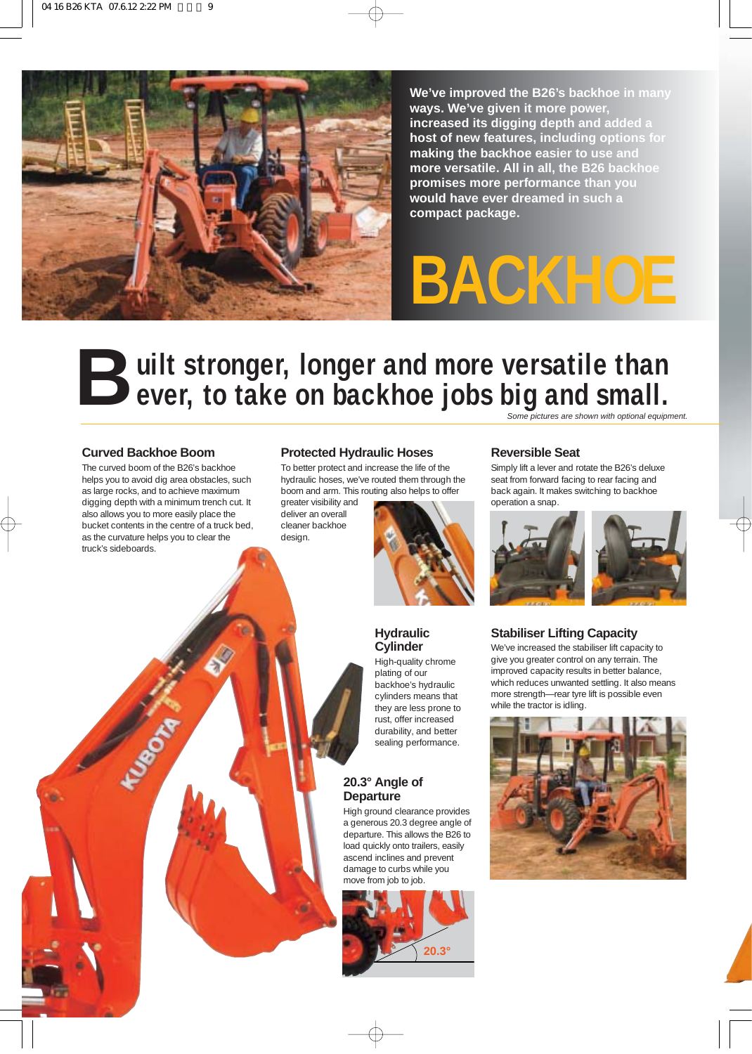We've improved the B26's backhoe in many ways. We've given it more power, increased its digging depth and added a host of new features, including options for making the backhoe easier to use and more versatile. All in all, the B26 backhoe promises more performance than you would have ever dreamed in such a compact package.

# BACKHOE

## Built stronger, longer and more versatile than ever, to take on backhoe jobs big and small.

*Some pictures are shown with optional equipment.*

### Curved Backhoe Boom

The curved boom of the B26's backhoe helps you to avoid dig area obstacles, such as large rocks, and to achieve maximum digging depth with a minimum trench cut. It also allows you to more easily place the bucket contents in the centre of a truck bed, as the curvature helps you to clear the truck's sideboards.

### Protected Hydraulic Hoses

To better protect and increase the life of the hydraulic hoses, we've routed them through the boom and arm. This routing also helps to offer greater visibility and deliver an overall cleaner backhoe design.

### Reversible Seat

Simply lift a lever and rotate the B26's deluxe seat from forward facing to rear facing and back again. It makes switching to backhoe operation a snap.

### Hydraulic Cylinder

High-quality chrome plating of our backhoe's hydraulic cylinders means that they are less prone to rust, offer increased durability, and better sealing performance.

### Stabiliser Lifting Capacity

We've increased the stabiliser lift capacity to give you greater control on any terrain. The improved capacity results in better balance, which reduces unwanted settling. It also means more strength—rear tyre lift is possible even while the tractor is idling.

### 20.3° Angle of Departure

High ground clearance provides a generous 20.3 degree angle of departure. This allows the B26 to load quickly onto trailers, easily ascend inclines and prevent damage to curbs while you move from job to job.

20.3°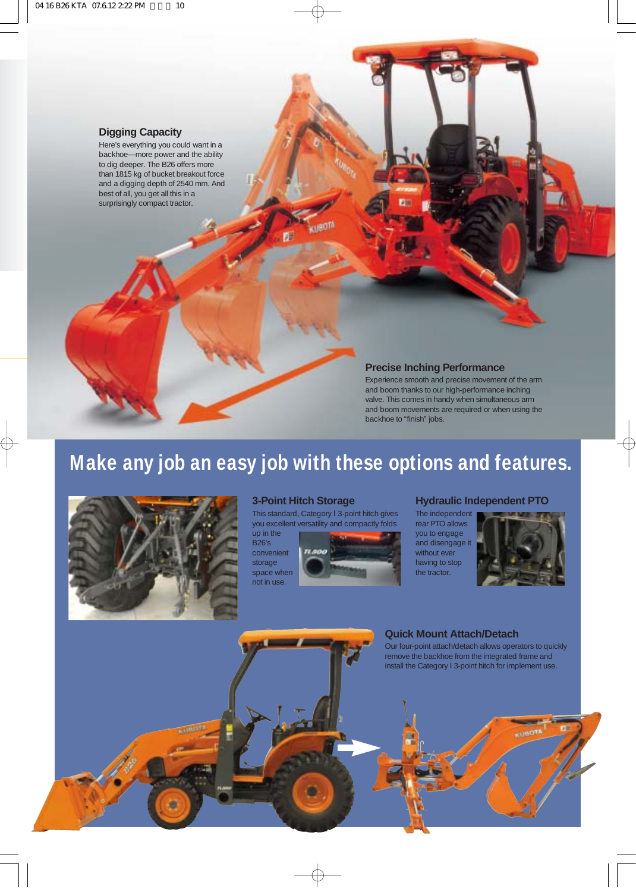### Digging Capacity

Here's everything you could want in a backhoe—more power and the ability to dig deeper. The B26 offers more than 1815 kg of bucket breakout force and a digging depth of 2540 mm. And best of all, you get all this in a surprisingly compact tractor.

### Precise Inching Performance

Experience smooth and precise movement of the arm and boom thanks to our high-performance inching valve. This comes in handy when simultaneous arm and boom movements are required or when using the backhoe to "finish" jobs.

## Make any job an easy job with these options and features.

### 3-Point Hitch Storage

This standard, Category I 3-point hitch gives you excellent versatility and compactly folds up in the B26's convenient storage space when not in use.

### Hydraulic Independent PTO

The independent rear PTO allows you to engage and disengage it without ever having to stop the tractor.

### Quick Mount Attach/Detach

Our four-point attach/detach allows operators to quickly remove the backhoe from the integrated frame and install the Category I 3-point hitch for implement use.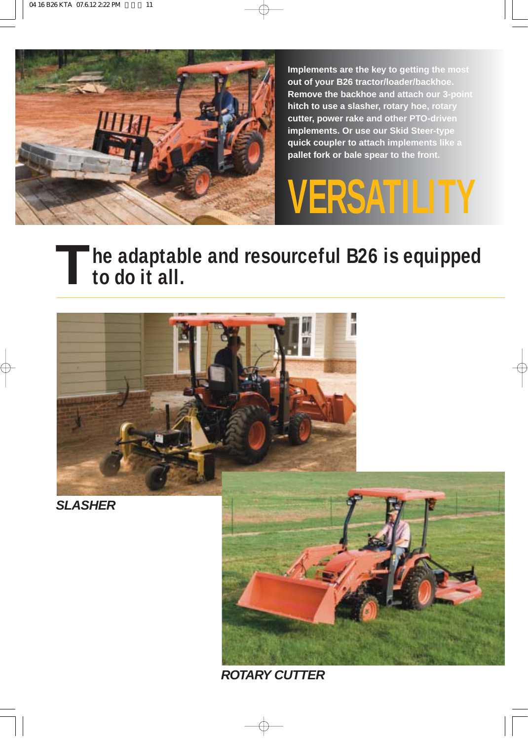Implements are the key to getting the most out of your B26 tractor/loader/backhoe. Remove the backhoe and attach our 3-point hitch to use a slasher, rotary hoe, rotary cutter, power rake and other PTO-driven implements. Or use our Skid Steer-type quick coupler to attach implements like a pallet fork or bale spear to the front.

# VERSATILITY

## The adaptable and resourceful B26 is equipped to do it all.

***SLASHER***

***ROTARY CUTTER***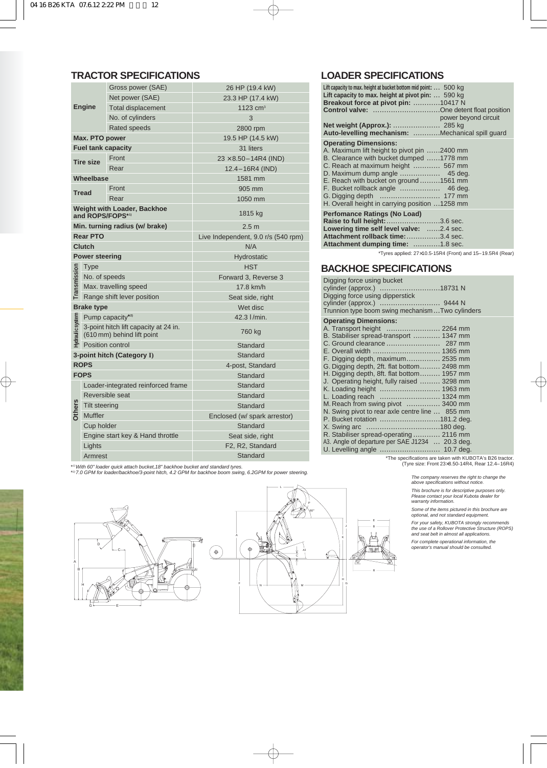## TRACTOR SPECIFICATIONS

| | | |
|---|---|---|
| Engine | Gross power (SAE) | 26 HP (19.4 kW) |
| | Net power (SAE) | 23.3 HP (17.4 kW) |
| | Total displacement | 1123 cm³ |
| | No. of cylinders | 3 |
| | Rated speeds | 2800 rpm |
| Max. PTO power | | 19.5 HP (14.5 kW) |
| Fuel tank capacity | | 31 liters |
| Tire size | Front | 23 ×8.50–14R4 (IND) |
| | Rear | 12.4–16R4 (IND) |
| Wheelbase | | 1581 mm |
| Tread | Front | 905 mm |
| | Rear | 1050 mm |
| Weight with Loader, Backhoe and ROPS/FOPS*[1] | | 1815 kg |
| Min. turning radius (w/ brake) | | 2.5 m |
| Rear PTO | | Live Independent, 9.0 r/s (540 rpm) |
| Clutch | | N/A |
| Power steering | | Hydrostatic |
| Transmission | Type | HST |
| | No. of speeds | Forward 3, Reverse 3 |
| | Max. travelling speed | 17.8 km/h |
| | Range shift lever position | Seat side, right |
| Brake type | | Wet disc |
| Hydraulic system | Pump capacity*[2] | 42.3 l/min. |
| | 3-point hitch lift capacity at 24 in. (610 mm) behind lift point | 760 kg |
| | Position control | Standard |
| 3-point hitch (Category I) | | Standard |
| ROPS | | 4-post, Standard |
| FOPS | | Standard |
| Others | Loader-integrated reinforced frame | Standard |
| | Reversible seat | Standard |
| | Tilt steering | Standard |
| | Muffler | Enclosed (w/ spark arrestor) |
| | Cup holder | Standard |
| | Engine start key & Hand throttle | Seat side, right |
| | Lights | F2, R2, Standard |
| | Armrest | Standard |

*[1] With 60" loader quick attach bucket,18" backhoe bucket and standard tyres.
*[2] 7.0 GPM for loader/backhoe/3-point hitch, 4.2 GPM for backhoe boom swing, 6.2GPM for power steering.

## LOADER SPECIFICATIONS

Lift capacity to max. height at bucket bottom mid point: ... 500 kg
Lift capacity to max. height at pivot pin: ... 590 kg
**Breakout force at pivot pin:** ............10417 N
**Control valve:** .............................One detent float position power beyond circuit
**Net weight (Approx.):** ..................... 285 kg
**Auto-levelling mechanism:** ............Mechanical spill guard

**Operating Dimensions:**
A. Maximum lift height to pivot pin ......2400 mm
B. Clearance with bucket dumped ......1778 mm
C. Reach at maximum height ............ 567 mm
D. Maximum dump angle .................. 45 deg.
E. Reach with bucket on ground .........1561 mm
F. Bucket rollback angle .................. 46 deg.
G. Digging depth ........................... 177 mm
H. Overall height in carrying position ...1258 mm

**Perfomance Ratings (No Load)**
**Raise to full height:**........................3.6 sec.
**Lowering time self level valve:** ......2.4 sec.
**Attachment rollback time:**...............3.4 sec.
**Attachment dumping time:** ............1.8 sec.

*Tyres applied: 27×10.5-15R4 (Front) and 15–19.5R4 (Rear)

## BACKHOE SPECIFICATIONS

Digging force using bucket cylinder (approx.) ...........................18731 N
Digging force using dipperstick cylinder (approx.) ........................... 9444 N
Trunnion type boom swing mechanism ...Two cylinders

**Operating Dimensions:**
A. Transport height ........................ 2264 mm
B. Stabiliser spread-transport ............ 1347 mm
C. Ground clearance ........................ 287 mm
E. Overall width ............................. 1365 mm
F. Digging depth, maximum............... 2535 mm
G. Digging depth, 2ft. flat bottom......... 2498 mm
H. Digging depth, 8ft. flat bottom......... 1957 mm
J. Operating height, fully raised ......... 3298 mm
K. Loading height ........................... 1963 mm
L. Loading reach ........................... 1324 mm
M. Reach from swing pivot ............... 3400 mm
N. Swing pivot to rear axle centre line ... 855 mm
P. Bucket rotation ...........................181.2 deg.
X. Swing arc .................................180 deg.
R. Stabiliser spread-operating ............ 2116 mm
A3. Angle of departure per SAE J1234 ... 20.3 deg.
U. Levelling angle ........................... 10.7 deg.

*The specifications are taken with KUBOTA's B26 tractor. (Tyre size: Front 23×8.50-14R4, Rear 12.4–16R4)

*The company reserves the right to change the above specifications without notice.*

*This brochure is for descriptive purposes only. Please contact your local Kubota dealer for warranty information.*

*Some of the items pictured in this brochure are optional, and not standard equipment.*

*For your safety, KUBOTA strongly recommends the use of a Rollover Protective Structure (ROPS) and seat belt in almost all applications.*

*For complete operational information, the operator's manual should be consulted.*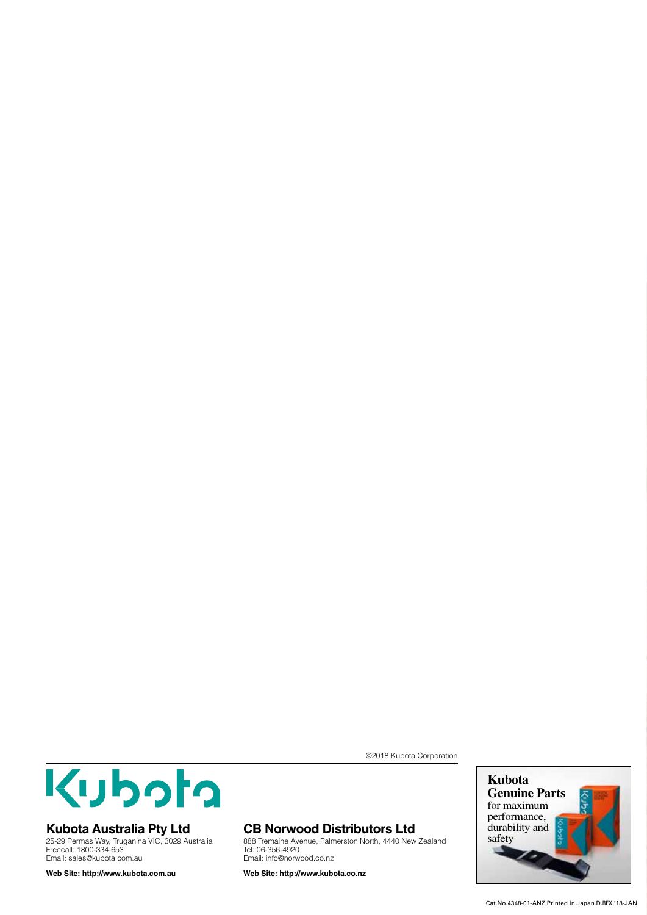©2018 Kubota Corporation

Kubota

**Kubota Australia Pty Ltd**
25-29 Permas Way, Truganina VIC, 3029 Australia
Freecall: 1800-334-653
Email: sales@kubota.com.au

**Web Site: http://www.kubota.com.au**

**CB Norwood Distributors Ltd**
888 Tremaine Avenue, Palmerston North, 4440 New Zealand
Tel: 06-356-4920
Email: info@norwood.co.nz

**Web Site: http://www.kubota.co.nz**

**Kubota Genuine Parts**
for maximum performance, durability and safety

Cat.No.4348-01-ANZ Printed in Japan.D.REX.'18-JAN.